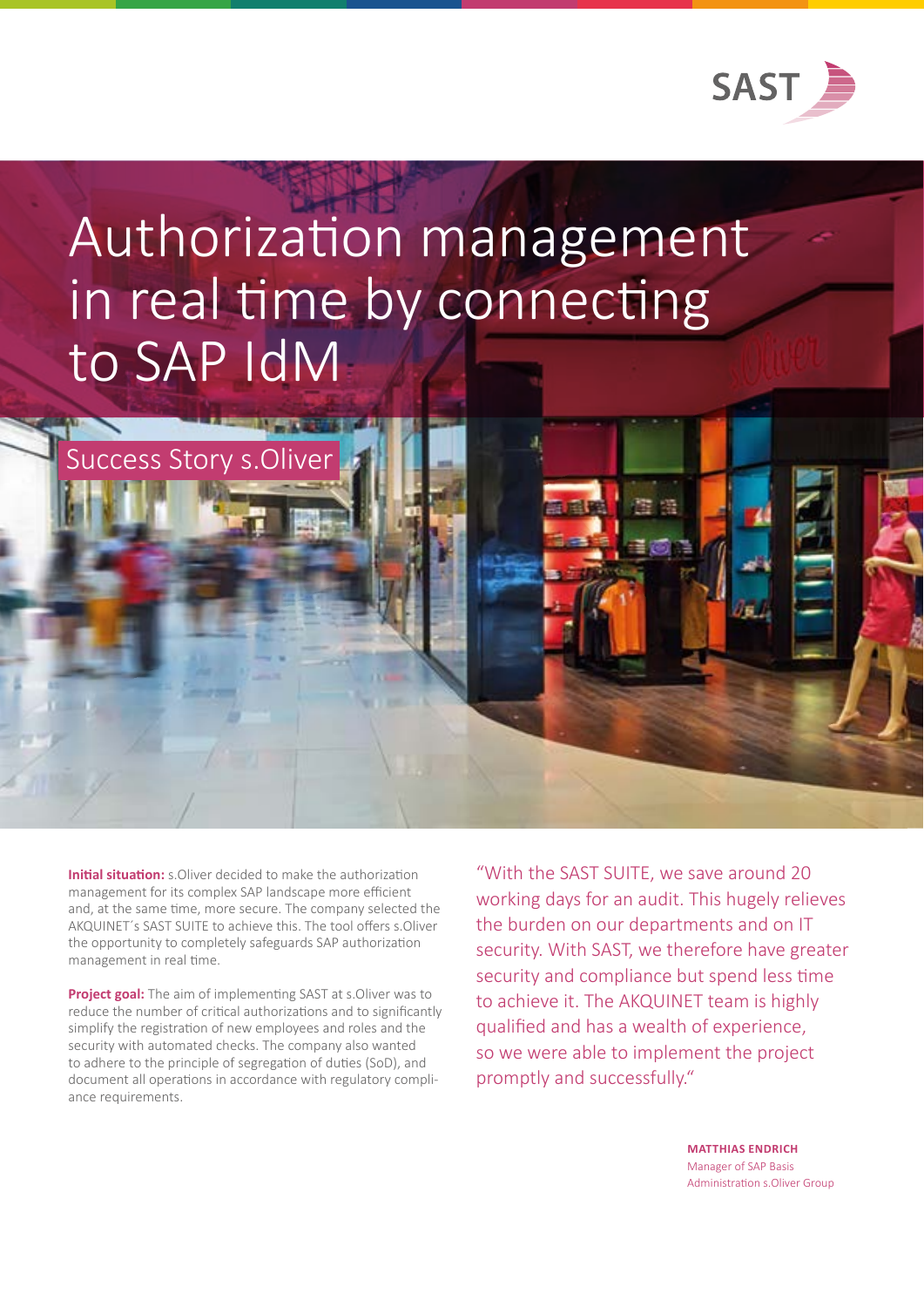SAST

# Authorization management in real time by connecting to SAP IdM

## Success Story s.Oliver

**Initial situation:** s.Oliver decided to make the authorization management for its complex SAP landscape more efficient and, at the same time, more secure. The company selected the AKQUINET´s SAST SUITE to achieve this. The tool offers s.Oliver the opportunity to completely safeguards SAP authorization management in real time.

**Project goal:** The aim of implementing SAST at s.Oliver was to reduce the number of critical authorizations and to significantly simplify the registration of new employees and roles and the security with automated checks. The company also wanted to adhere to the principle of segregation of duties (SoD), and document all operations in accordance with regulatory compliance requirements.

"With the SAST SUITE, we save around 20 working days for an audit. This hugely relieves the burden on our departments and on IT security. With SAST, we therefore have greater security and compliance but spend less time to achieve it. The AKQUINET team is highly qualified and has a wealth of experience, so we were able to implement the project promptly and successfully."

**MATTHIAS ENDRICH**
Manager of SAP Basis Administration s.Oliver Group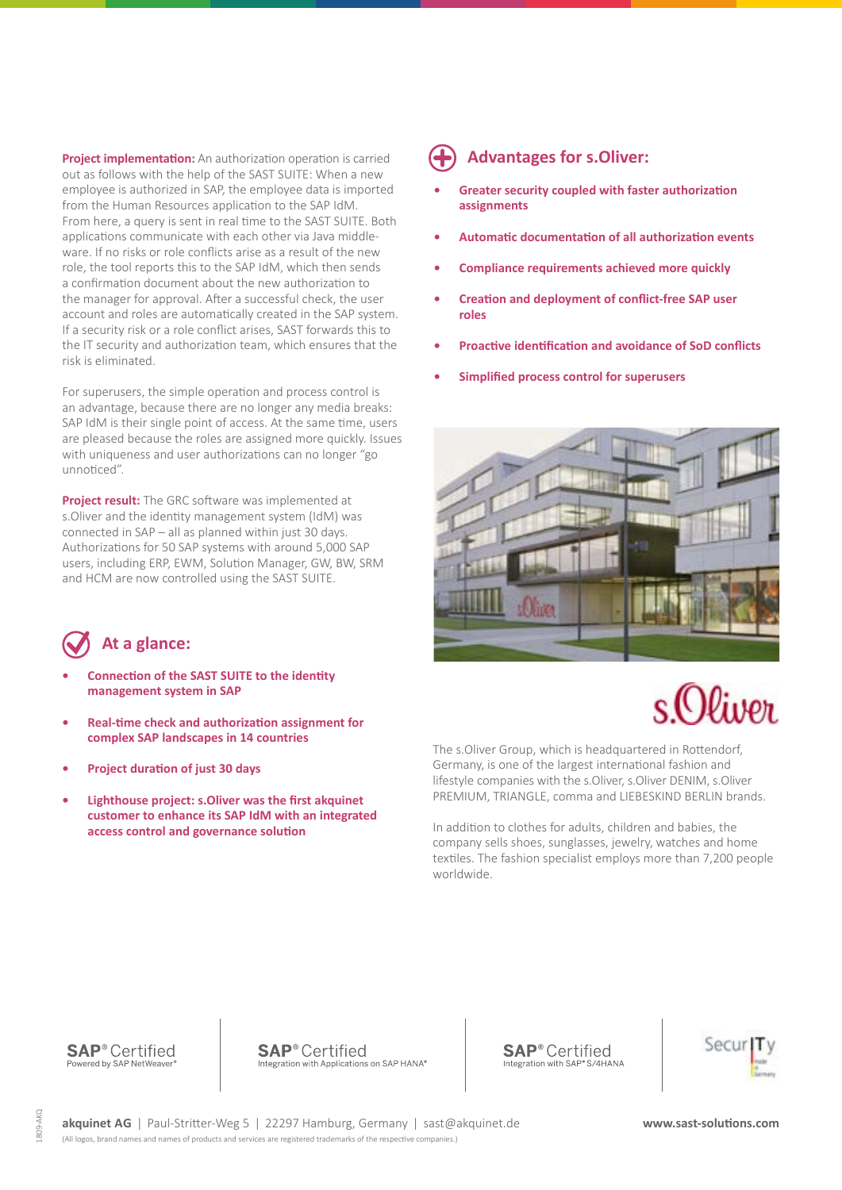**Project implementation:** An authorization operation is carried out as follows with the help of the SAST SUITE: When a new employee is authorized in SAP, the employee data is imported from the Human Resources application to the SAP IdM. From here, a query is sent in real time to the SAST SUITE. Both applications communicate with each other via Java middleware. If no risks or role conflicts arise as a result of the new role, the tool reports this to the SAP IdM, which then sends a confirmation document about the new authorization to the manager for approval. After a successful check, the user account and roles are automatically created in the SAP system. If a security risk or a role conflict arises, SAST forwards this to the IT security and authorization team, which ensures that the risk is eliminated.

For superusers, the simple operation and process control is an advantage, because there are no longer any media breaks: SAP IdM is their single point of access. At the same time, users are pleased because the roles are assigned more quickly. Issues with uniqueness and user authorizations can no longer "go unnoticed".

**Project result:** The GRC software was implemented at s.Oliver and the identity management system (IdM) was connected in SAP – all as planned within just 30 days. Authorizations for 50 SAP systems with around 5,000 SAP users, including ERP, EWM, Solution Manager, GW, BW, SRM and HCM are now controlled using the SAST SUITE.

## At a glance:

- **Connection of the SAST SUITE to the identity management system in SAP**
- **Real-time check and authorization assignment for complex SAP landscapes in 14 countries**
- **Project duration of just 30 days**
- **Lighthouse project: s.Oliver was the first akquinet customer to enhance its SAP IdM with an integrated access control and governance solution**

## Advantages for s.Oliver:

- **Greater security coupled with faster authorization assignments**
- **Automatic documentation of all authorization events**
- **Compliance requirements achieved more quickly**
- **Creation and deployment of conflict-free SAP user roles**
- **Proactive identification and avoidance of SoD conflicts**
- **Simplified process control for superusers**

s.Oliver

The s.Oliver Group, which is headquartered in Rottendorf, Germany, is one of the largest international fashion and lifestyle companies with the s.Oliver, s.Oliver DENIM, s.Oliver PREMIUM, TRIANGLE, comma and LIEBESKIND BERLIN brands.

In addition to clothes for adults, children and babies, the company sells shoes, sunglasses, jewelry, watches and home textiles. The fashion specialist employs more than 7,200 people worldwide.

SAP® Certified
Powered by SAP NetWeaver®

SAP® Certified
Integration with Applications on SAP HANA®

SAP® Certified
Integration with SAP® S/4HANA

SecurITy made in Germany

1809-AKQ

**akquinet AG** | Paul-Stritter-Weg 5 | 22297 Hamburg, Germany | sast@akquinet.de **www.sast-solutions.com**

(All logos, brand names and names of products and services are registered trademarks of the respective companies.)